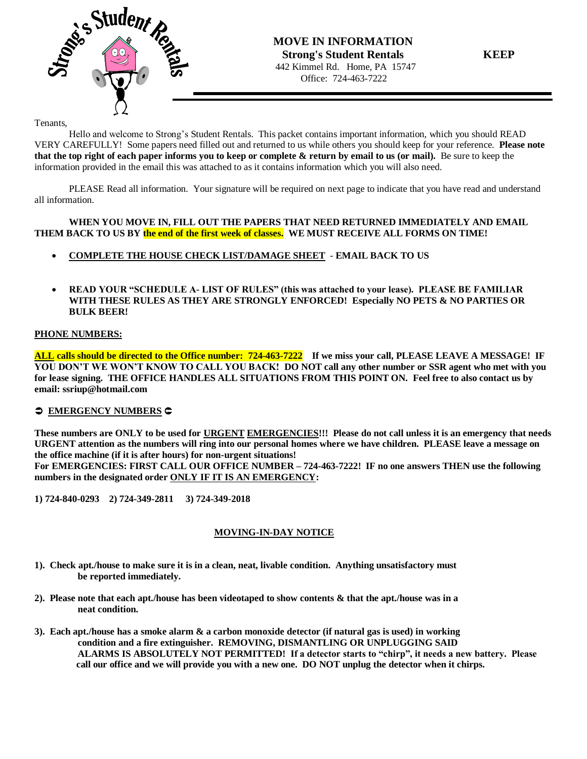# MOVE IN INFORMATION

**Strong's Student Rentals** **KEEP**

442 Kimmel Rd. Home, PA 15747
Office: 724-463-7222

Tenants,

Hello and welcome to Strong's Student Rentals. This packet contains important information, which you should READ VERY CAREFULLY! Some papers need filled out and returned to us while others you should keep for your reference. **Please note that the top right of each paper informs you to keep or complete & return by email to us (or mail).** Be sure to keep the information provided in the email this was attached to as it contains information which you will also need.

PLEASE Read all information. Your signature will be required on next page to indicate that you have read and understand all information.

**WHEN YOU MOVE IN, FILL OUT THE PAPERS THAT NEED RETURNED IMMEDIATELY AND EMAIL THEM BACK TO US BY the end of the first week of classes. WE MUST RECEIVE ALL FORMS ON TIME!**

- **COMPLETE THE HOUSE CHECK LIST/DAMAGE SHEET - EMAIL BACK TO US**
- **READ YOUR "SCHEDULE A- LIST OF RULES" (this was attached to your lease). PLEASE BE FAMILIAR WITH THESE RULES AS THEY ARE STRONGLY ENFORCED! Especially NO PETS & NO PARTIES OR BULK BEER!**

**PHONE NUMBERS:**

**ALL calls should be directed to the Office number: 724-463-7222 If we miss your call, PLEASE LEAVE A MESSAGE! IF YOU DON'T WE WON'T KNOW TO CALL YOU BACK! DO NOT call any other number or SSR agent who met with you for lease signing. THE OFFICE HANDLES ALL SITUATIONS FROM THIS POINT ON. Feel free to also contact us by email: ssriup@hotmail.com**

**➲ EMERGENCY NUMBERS ➲**

**These numbers are ONLY to be used for URGENT EMERGENCIES!!! Please do not call unless it is an emergency that needs URGENT attention as the numbers will ring into our personal homes where we have children. PLEASE leave a message on the office machine (if it is after hours) for non-urgent situations!**
**For EMERGENCIES: FIRST CALL OUR OFFICE NUMBER – 724-463-7222! IF no one answers THEN use the following numbers in the designated order ONLY IF IT IS AN EMERGENCY:**

**1) 724-840-0293 2) 724-349-2811 3) 724-349-2018**

## MOVING-IN-DAY NOTICE

**1). Check apt./house to make sure it is in a clean, neat, livable condition. Anything unsatisfactory must be reported immediately.**

**2). Please note that each apt./house has been videotaped to show contents & that the apt./house was in a neat condition.**

**3). Each apt./house has a smoke alarm & a carbon monoxide detector (if natural gas is used) in working condition and a fire extinguisher. REMOVING, DISMANTLING OR UNPLUGGING SAID ALARMS IS ABSOLUTELY NOT PERMITTED! If a detector starts to "chirp", it needs a new battery. Please call our office and we will provide you with a new one. DO NOT unplug the detector when it chirps.**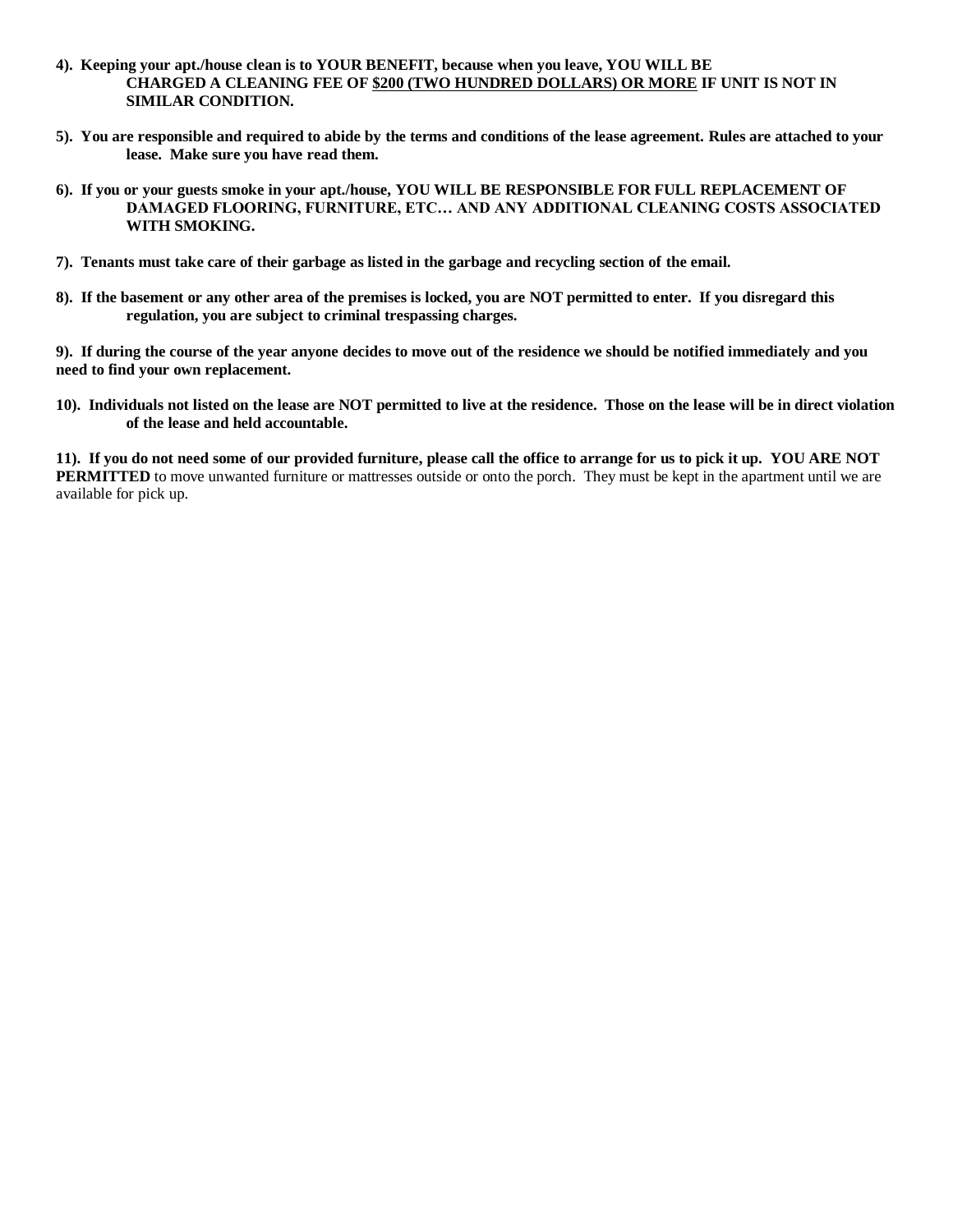**4). Keeping your apt./house clean is to YOUR BENEFIT, because when you leave, YOU WILL BE CHARGED A CLEANING FEE OF <u>$200 (TWO HUNDRED DOLLARS) OR MORE</u> IF UNIT IS NOT IN SIMILAR CONDITION.**

**5). You are responsible and required to abide by the terms and conditions of the lease agreement. Rules are attached to your lease. Make sure you have read them.**

**6). If you or your guests smoke in your apt./house, YOU WILL BE RESPONSIBLE FOR FULL REPLACEMENT OF DAMAGED FLOORING, FURNITURE, ETC… AND ANY ADDITIONAL CLEANING COSTS ASSOCIATED WITH SMOKING.**

**7). Tenants must take care of their garbage as listed in the garbage and recycling section of the email.**

**8). If the basement or any other area of the premises is locked, you are NOT permitted to enter. If you disregard this regulation, you are subject to criminal trespassing charges.**

**9). If during the course of the year anyone decides to move out of the residence we should be notified immediately and you need to find your own replacement.**

**10). Individuals not listed on the lease are NOT permitted to live at the residence. Those on the lease will be in direct violation of the lease and held accountable.**

**11). If you do not need some of our provided furniture, please call the office to arrange for us to pick it up. YOU ARE NOT PERMITTED** to move unwanted furniture or mattresses outside or onto the porch. They must be kept in the apartment until we are available for pick up.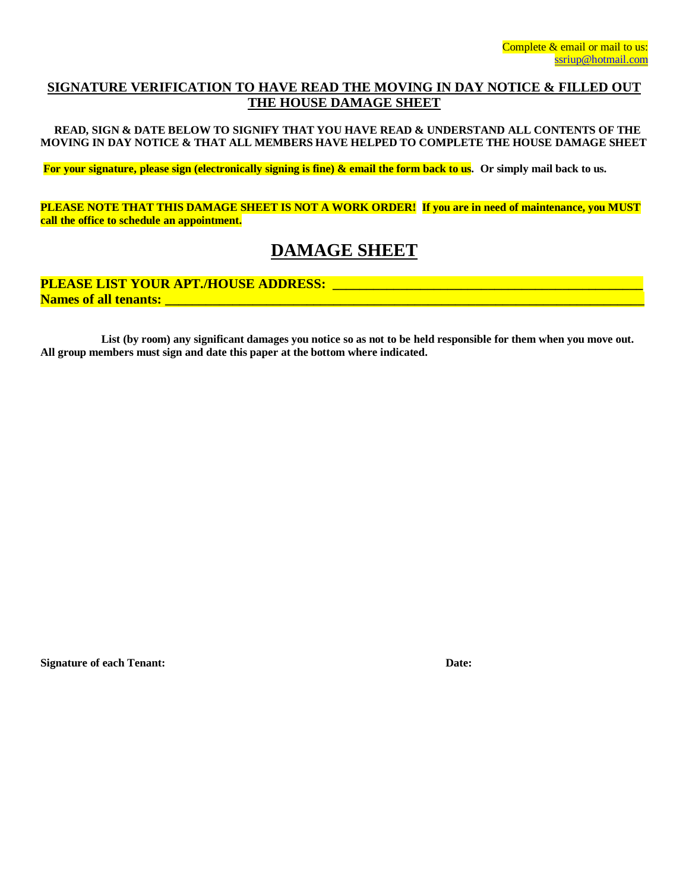Complete & email or mail to us:
ssriup@hotmail.com

## SIGNATURE VERIFICATION TO HAVE READ THE MOVING IN DAY NOTICE & FILLED OUT THE HOUSE DAMAGE SHEET

**READ, SIGN & DATE BELOW TO SIGNIFY THAT YOU HAVE READ & UNDERSTAND ALL CONTENTS OF THE MOVING IN DAY NOTICE & THAT ALL MEMBERS HAVE HELPED TO COMPLETE THE HOUSE DAMAGE SHEET**

**For your signature, please sign (electronically signing is fine) & email the form back to us. Or simply mail back to us.**

**PLEASE NOTE THAT THIS DAMAGE SHEET IS NOT A WORK ORDER! If you are in need of maintenance, you MUST call the office to schedule an appointment.**

# DAMAGE SHEET

**PLEASE LIST YOUR APT./HOUSE ADDRESS: ____________________________________________**
**Names of all tenants: ____________________________________________________________________**

**List (by room) any significant damages you notice so as not to be held responsible for them when you move out. All group members must sign and date this paper at the bottom where indicated.**

**Signature of each Tenant:** **Date:**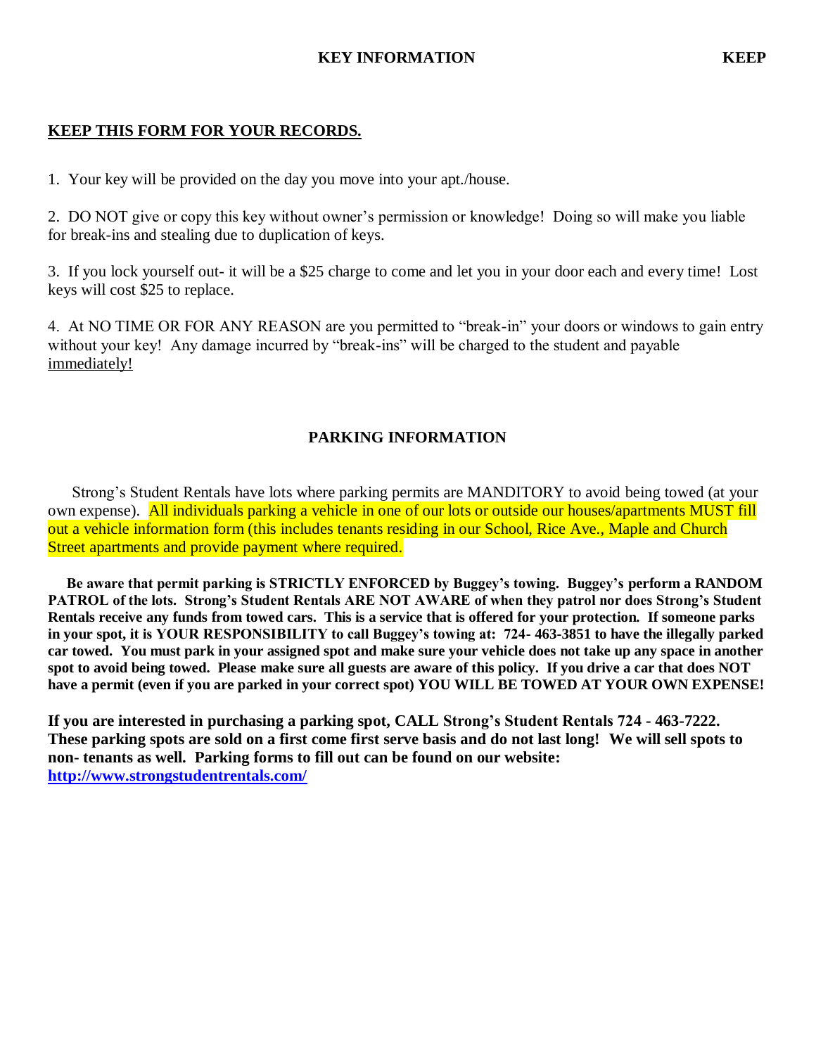## KEY INFORMATION

**KEEP**

**<u>KEEP THIS FORM FOR YOUR RECORDS.</u>**

1. Your key will be provided on the day you move into your apt./house.

2. DO NOT give or copy this key without owner's permission or knowledge! Doing so will make you liable for break-ins and stealing due to duplication of keys.

3. If you lock yourself out- it will be a $25 charge to come and let you in your door each and every time! Lost keys will cost $25 to replace.

4. At NO TIME OR FOR ANY REASON are you permitted to "break-in" your doors or windows to gain entry without your key! Any damage incurred by "break-ins" will be charged to the student and payable <u>immediately!</u>

## PARKING INFORMATION

Strong's Student Rentals have lots where parking permits are MANDITORY to avoid being towed (at your own expense). All individuals parking a vehicle in one of our lots or outside our houses/apartments MUST fill out a vehicle information form (this includes tenants residing in our School, Rice Ave., Maple and Church Street apartments and provide payment where required.

**Be aware that permit parking is STRICTLY ENFORCED by Buggey's towing. Buggey's perform a RANDOM PATROL of the lots. Strong's Student Rentals ARE NOT AWARE of when they patrol nor does Strong's Student Rentals receive any funds from towed cars. This is a service that is offered for your protection. If someone parks in your spot, it is YOUR RESPONSIBILITY to call Buggey's towing at: 724- 463-3851 to have the illegally parked car towed. You must park in your assigned spot and make sure your vehicle does not take up any space in another spot to avoid being towed. Please make sure all guests are aware of this policy. If you drive a car that does NOT have a permit (even if you are parked in your correct spot) YOU WILL BE TOWED AT YOUR OWN EXPENSE!**

**If you are interested in purchasing a parking spot, CALL Strong's Student Rentals 724 - 463-7222. These parking spots are sold on a first come first serve basis and do not last long! We will sell spots to non- tenants as well. Parking forms to fill out can be found on our website: [http://www.strongstudentrentals.com/](http://www.strongstudentrentals.com/)**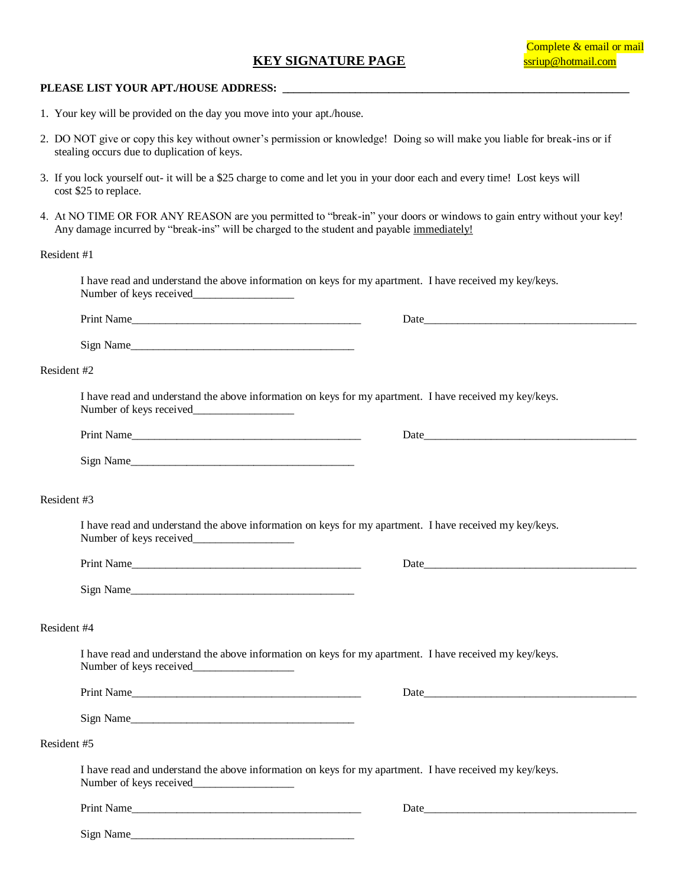Complete & email or mail ssriup@hotmail.com

# KEY SIGNATURE PAGE

**PLEASE LIST YOUR APT./HOUSE ADDRESS: ____________________________________________________________**

1. Your key will be provided on the day you move into your apt./house.

2. DO NOT give or copy this key without owner's permission or knowledge! Doing so will make you liable for break-ins or if stealing occurs due to duplication of keys.

3. If you lock yourself out- it will be a $25 charge to come and let you in your door each and every time! Lost keys will cost $25 to replace.

4. At NO TIME OR FOR ANY REASON are you permitted to "break-in" your doors or windows to gain entry without your key! Any damage incurred by "break-ins" will be charged to the student and payable immediately!

Resident #1

I have read and understand the above information on keys for my apartment. I have received my key/keys.
Number of keys received__________________

Print Name___________________________________________ Date_________________________________________

Sign Name__________________________________________

Resident #2

I have read and understand the above information on keys for my apartment. I have received my key/keys.
Number of keys received__________________

Print Name___________________________________________ Date_________________________________________

Sign Name__________________________________________

Resident #3

I have read and understand the above information on keys for my apartment. I have received my key/keys.
Number of keys received__________________

Print Name___________________________________________ Date_________________________________________

Sign Name__________________________________________

Resident #4

I have read and understand the above information on keys for my apartment. I have received my key/keys.
Number of keys received__________________

Print Name___________________________________________ Date_________________________________________

Sign Name__________________________________________

Resident #5

I have read and understand the above information on keys for my apartment. I have received my key/keys.
Number of keys received__________________

Print Name___________________________________________ Date_________________________________________

Sign Name__________________________________________